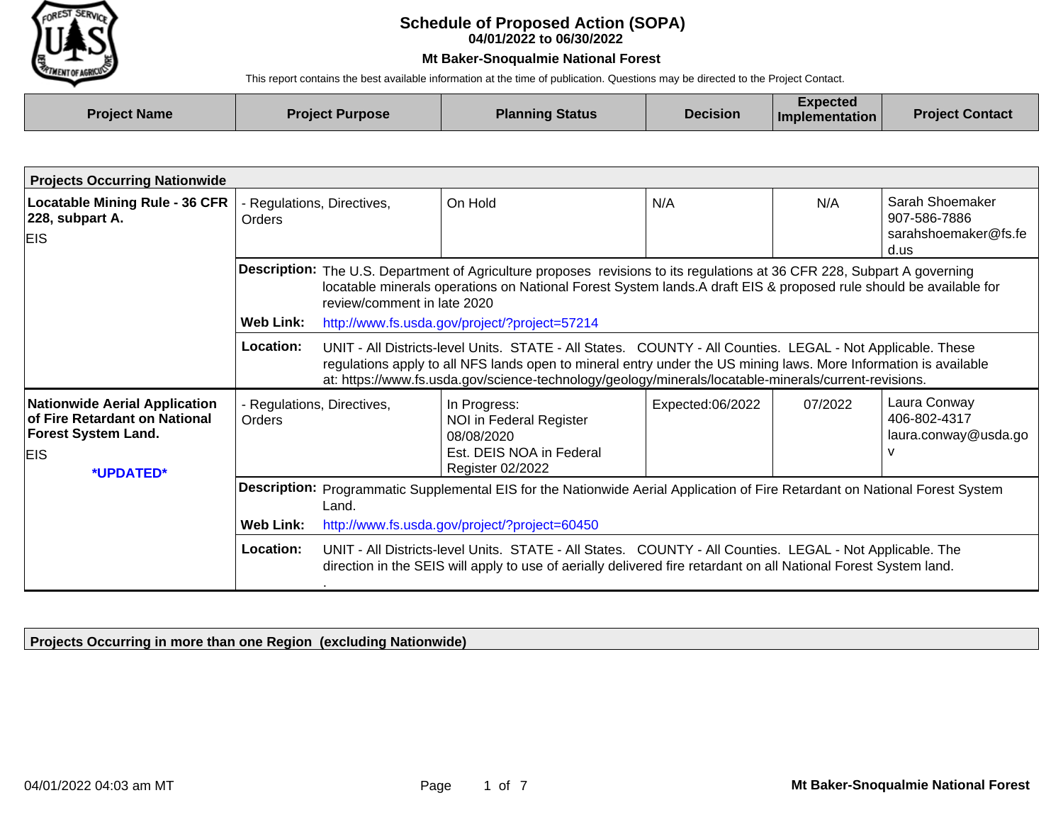# Schedule of Proposed Action (SOPA)

**04/01/2022 to 06/30/2022**

**Mt Baker-Snoqualmie National Forest**

This report contains the best available information at the time of publication. Questions may be directed to the Project Contact.

| Project Name | Project Purpose | Planning Status | Decision | Expected Implementation | Project Contact |
|---|---|---|---|---|---|
| **Projects Occurring Nationwide** | | | | | |
| **Locatable Mining Rule - 36 CFR 228, subpart A.** EIS | - Regulations, Directives, Orders | On Hold | N/A | N/A | Sarah Shoemaker 907-586-7886 sarahshoemaker@fs.fed.us |
| | **Description:** The U.S. Department of Agriculture proposes revisions to its regulations at 36 CFR 228, Subpart A governing locatable minerals operations on National Forest System lands.A draft EIS & proposed rule should be available for review/comment in late 2020 | | | | |
| | **Web Link:** http://www.fs.usda.gov/project/?project=57214 | | | | |
| | **Location:** UNIT - All Districts-level Units. STATE - All States. COUNTY - All Counties. LEGAL - Not Applicable. These regulations apply to all NFS lands open to mineral entry under the US mining laws. More Information is available at: https://www.fs.usda.gov/science-technology/geology/minerals/locatable-minerals/current-revisions. | | | | |
| **Nationwide Aerial Application of Fire Retardant on National Forest System Land.** EIS **\*UPDATED\*** | - Regulations, Directives, Orders | In Progress: NOI in Federal Register 08/08/2020 Est. DEIS NOA in Federal Register 02/2022 | Expected:06/2022 | 07/2022 | Laura Conway 406-802-4317 laura.conway@usda.gov |
| | **Description:** Programmatic Supplemental EIS for the Nationwide Aerial Application of Fire Retardant on National Forest System Land. | | | | |
| | **Web Link:** http://www.fs.usda.gov/project/?project=60450 | | | | |
| | **Location:** UNIT - All Districts-level Units. STATE - All States. COUNTY - All Counties. LEGAL - Not Applicable. The direction in the SEIS will apply to use of aerially delivered fire retardant on all National Forest System land. . | | | | |

**Projects Occurring in more than one Region (excluding Nationwide)**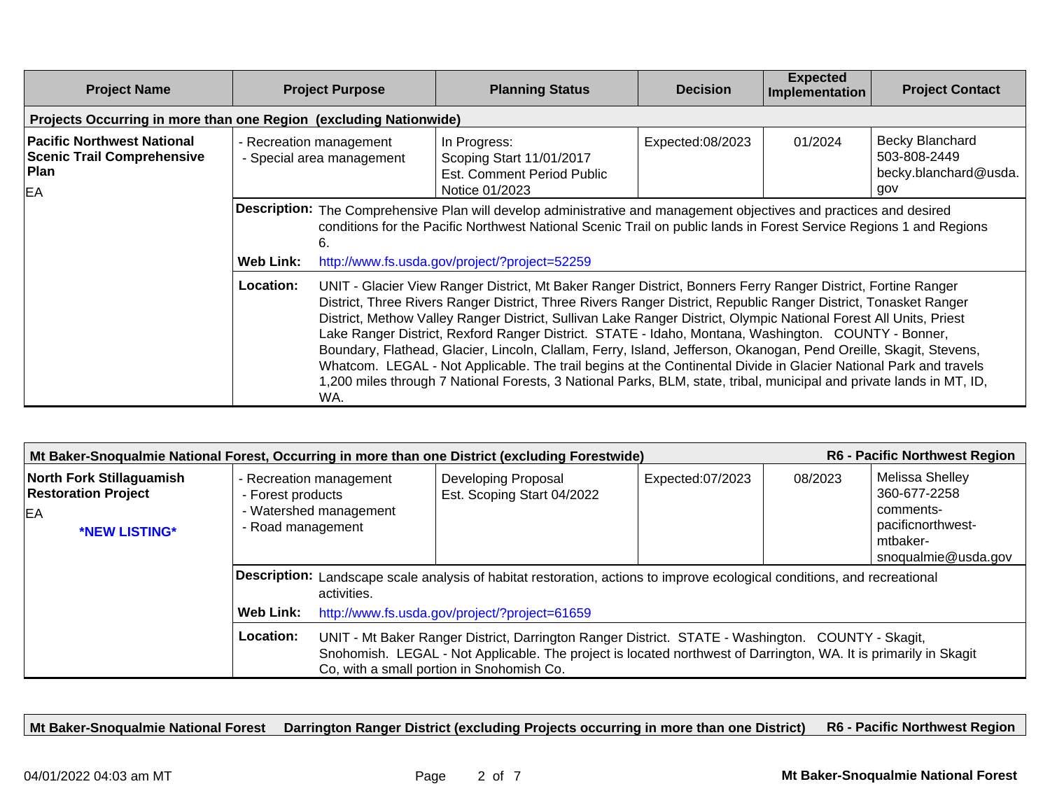| Project Name | Project Purpose | Planning Status | Decision | Expected Implementation | Project Contact |
|---|---|---|---|---|---|
| **Projects Occurring in more than one Region (excluding Nationwide)** | | | | | |
| **Pacific Northwest National Scenic Trail Comprehensive Plan**<br>EA | - Recreation management<br>- Special area management | In Progress:<br>Scoping Start 11/01/2017<br>Est. Comment Period Public Notice 01/2023 | Expected:08/2023 | 01/2024 | Becky Blanchard<br>503-808-2449<br>becky.blanchard@usda.gov |

**Description:** The Comprehensive Plan will develop administrative and management objectives and practices and desired conditions for the Pacific Northwest National Scenic Trail on public lands in Forest Service Regions 1 and Regions 6.

**Web Link:** http://www.fs.usda.gov/project/?project=52259

**Location:** UNIT - Glacier View Ranger District, Mt Baker Ranger District, Bonners Ferry Ranger District, Fortine Ranger District, Three Rivers Ranger District, Three Rivers Ranger District, Republic Ranger District, Tonasket Ranger District, Methow Valley Ranger District, Sullivan Lake Ranger District, Olympic National Forest All Units, Priest Lake Ranger District, Rexford Ranger District. STATE - Idaho, Montana, Washington. COUNTY - Bonner, Boundary, Flathead, Glacier, Lincoln, Clallam, Ferry, Island, Jefferson, Okanogan, Pend Oreille, Skagit, Stevens, Whatcom. LEGAL - Not Applicable. The trail begins at the Continental Divide in Glacier National Park and travels 1,200 miles through 7 National Forests, 3 National Parks, BLM, state, tribal, municipal and private lands in MT, ID, WA.

| **Mt Baker-Snoqualmie National Forest, Occurring in more than one District (excluding Forestwide)** | | | | | **R6 - Pacific Northwest Region** |
|---|---|---|---|---|---|
| **North Fork Stillaguamish Restoration Project**<br>EA<br>***NEW LISTING*** | - Recreation management<br>- Forest products<br>- Watershed management<br>- Road management | Developing Proposal<br>Est. Scoping Start 04/2022 | Expected:07/2023 | 08/2023 | Melissa Shelley<br>360-677-2258<br>comments-pacificnorthwest-mtbaker-snoqualmie@usda.gov |

**Description:** Landscape scale analysis of habitat restoration, actions to improve ecological conditions, and recreational activities.

**Web Link:** http://www.fs.usda.gov/project/?project=61659

**Location:** UNIT - Mt Baker Ranger District, Darrington Ranger District. STATE - Washington. COUNTY - Skagit, Snohomish. LEGAL - Not Applicable. The project is located northwest of Darrington, WA. It is primarily in Skagit Co, with a small portion in Snohomish Co.

**Mt Baker-Snoqualmie National Forest — Darrington Ranger District (excluding Projects occurring in more than one District) — R6 - Pacific Northwest Region**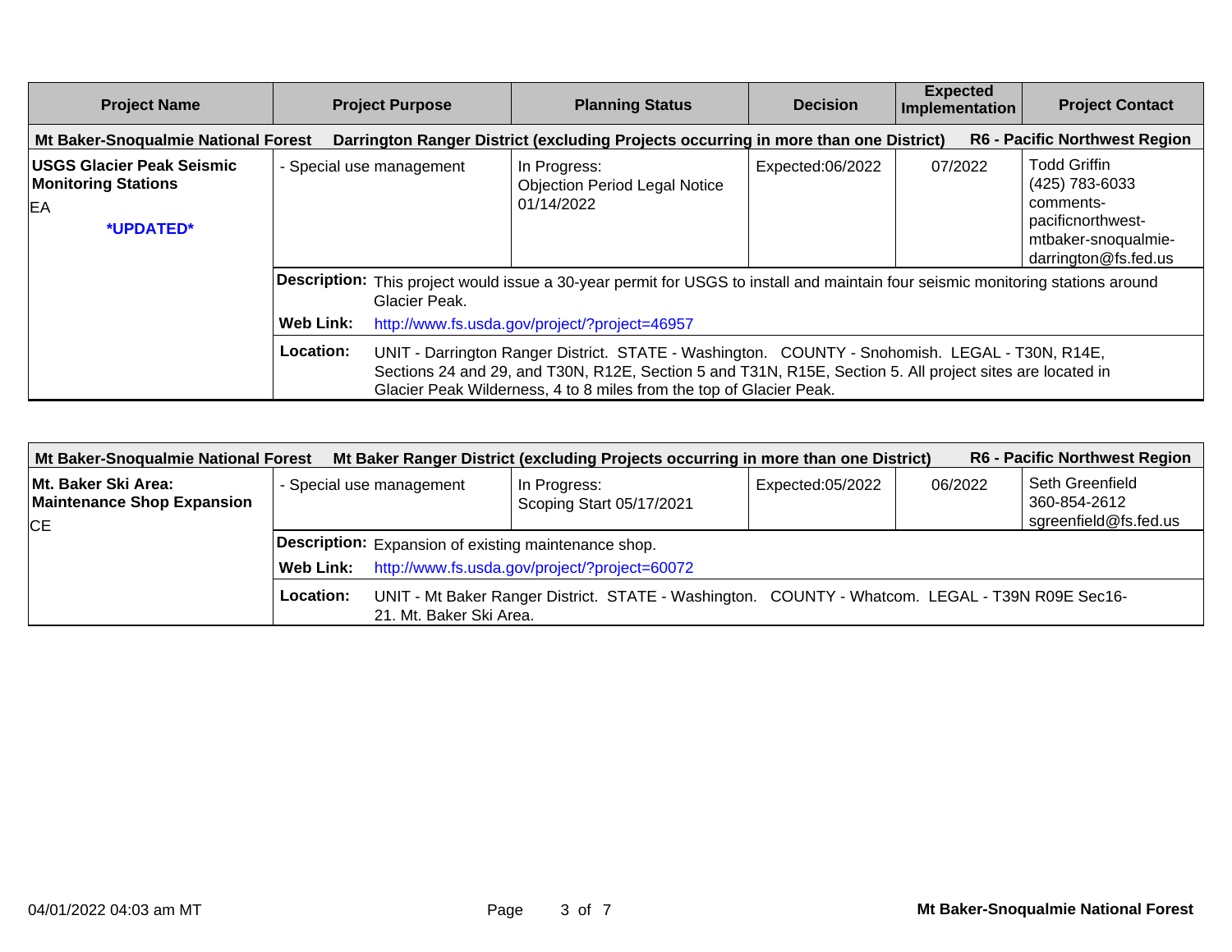| Project Name | Project Purpose | Planning Status | Decision | Expected Implementation | Project Contact |
|---|---|---|---|---|---|
| **Mt Baker-Snoqualmie National Forest** | **Darrington Ranger District (excluding Projects occurring in more than one District)** | | | | **R6 - Pacific Northwest Region** |
| **USGS Glacier Peak Seismic Monitoring Stations**<br>EA<br>***UPDATED*** | - Special use management | In Progress:<br>Objection Period Legal Notice 01/14/2022 | Expected:06/2022 | 07/2022 | Todd Griffin<br>(425) 783-6033<br>comments-pacificnorthwest-mtbaker-snoqualmie-darrington@fs.fed.us |
| | **Description:** This project would issue a 30-year permit for USGS to install and maintain four seismic monitoring stations around Glacier Peak. | | | | |
| | **Web Link:** http://www.fs.usda.gov/project/?project=46957 | | | | |
| | **Location:** UNIT - Darrington Ranger District. STATE - Washington. COUNTY - Snohomish. LEGAL - T30N, R14E, Sections 24 and 29, and T30N, R12E, Section 5 and T31N, R15E, Section 5. All project sites are located in Glacier Peak Wilderness, 4 to 8 miles from the top of Glacier Peak. | | | | |

| Project Name | Project Purpose | Planning Status | Decision | Expected Implementation | Project Contact |
|---|---|---|---|---|---|
| **Mt Baker-Snoqualmie National Forest** | **Mt Baker Ranger District (excluding Projects occurring in more than one District)** | | | | **R6 - Pacific Northwest Region** |
| **Mt. Baker Ski Area: Maintenance Shop Expansion**<br>CE | - Special use management | In Progress:<br>Scoping Start 05/17/2021 | Expected:05/2022 | 06/2022 | Seth Greenfield<br>360-854-2612<br>sgreenfield@fs.fed.us |
| | **Description:** Expansion of existing maintenance shop. | | | | |
| | **Web Link:** http://www.fs.usda.gov/project/?project=60072 | | | | |
| | **Location:** UNIT - Mt Baker Ranger District. STATE - Washington. COUNTY - Whatcom. LEGAL - T39N R09E Sec16-21. Mt. Baker Ski Area. | | | | |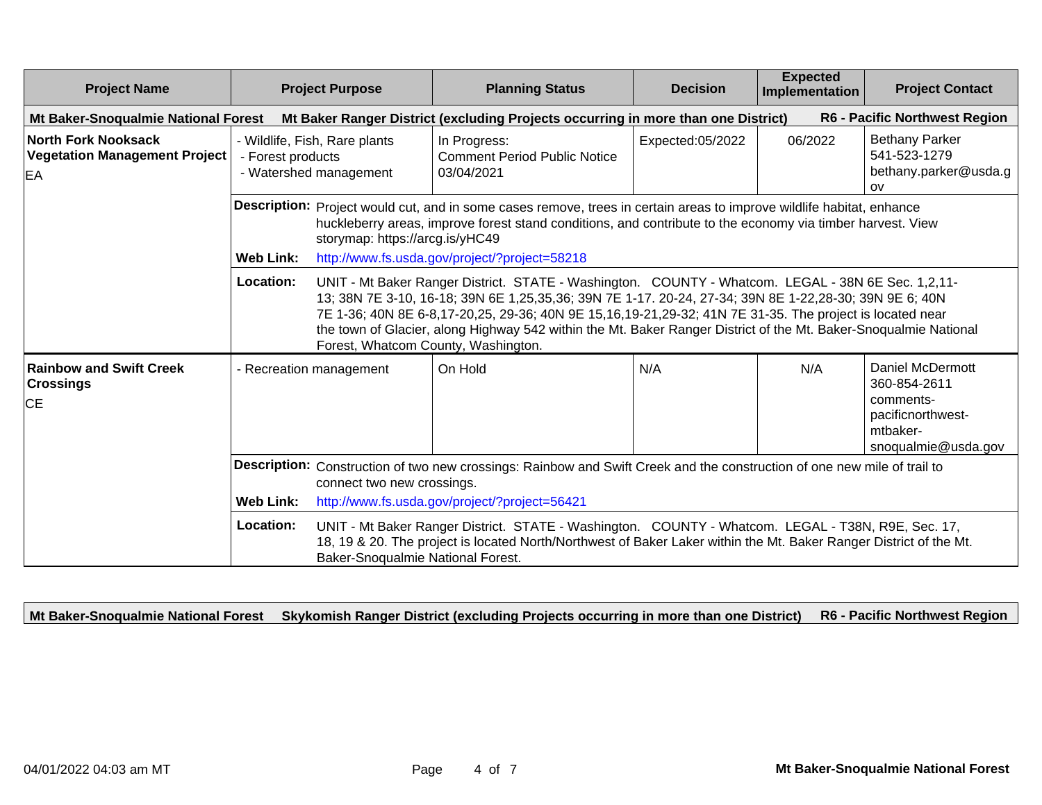| Project Name | Project Purpose | Planning Status | Decision | Expected Implementation | Project Contact |
|---|---|---|---|---|---|
| **Mt Baker-Snoqualmie National Forest** | **Mt Baker Ranger District (excluding Projects occurring in more than one District)** | | | | **R6 - Pacific Northwest Region** |
| **North Fork Nooksack Vegetation Management Project** EA | - Wildlife, Fish, Rare plants<br>- Forest products<br>- Watershed management | In Progress:<br>Comment Period Public Notice 03/04/2021 | Expected:05/2022 | 06/2022 | Bethany Parker<br>541-523-1279<br>bethany.parker@usda.gov |
| | **Description:** Project would cut, and in some cases remove, trees in certain areas to improve wildlife habitat, enhance huckleberry areas, improve forest stand conditions, and contribute to the economy via timber harvest. View storymap: https://arcg.is/yHC49<br>**Web Link:** http://www.fs.usda.gov/project/?project=58218 | | | | |
| | **Location:** UNIT - Mt Baker Ranger District. STATE - Washington. COUNTY - Whatcom. LEGAL - 38N 6E Sec. 1,2,11-13; 38N 7E 3-10, 16-18; 39N 6E 1,25,35,36; 39N 7E 1-17. 20-24, 27-34; 39N 8E 1-22,28-30; 39N 9E 6; 40N 7E 1-36; 40N 8E 6-8,17-20,25, 29-36; 40N 9E 15,16,19-21,29-32; 41N 7E 31-35. The project is located near the town of Glacier, along Highway 542 within the Mt. Baker Ranger District of the Mt. Baker-Snoqualmie National Forest, Whatcom County, Washington. | | | | |
| **Rainbow and Swift Creek Crossings** CE | - Recreation management | On Hold | N/A | N/A | Daniel McDermott<br>360-854-2611<br>comments-pacificnorthwest-mtbaker-snoqualmie@usda.gov |
| | **Description:** Construction of two new crossings: Rainbow and Swift Creek and the construction of one new mile of trail to connect two new crossings.<br>**Web Link:** http://www.fs.usda.gov/project/?project=56421 | | | | |
| | **Location:** UNIT - Mt Baker Ranger District. STATE - Washington. COUNTY - Whatcom. LEGAL - T38N, R9E, Sec. 17, 18, 19 & 20. The project is located North/Northwest of Baker Laker within the Mt. Baker Ranger District of the Mt. Baker-Snoqualmie National Forest. | | | | |

| Mt Baker-Snoqualmie National Forest | Skykomish Ranger District (excluding Projects occurring in more than one District) | R6 - Pacific Northwest Region |
|---|---|---|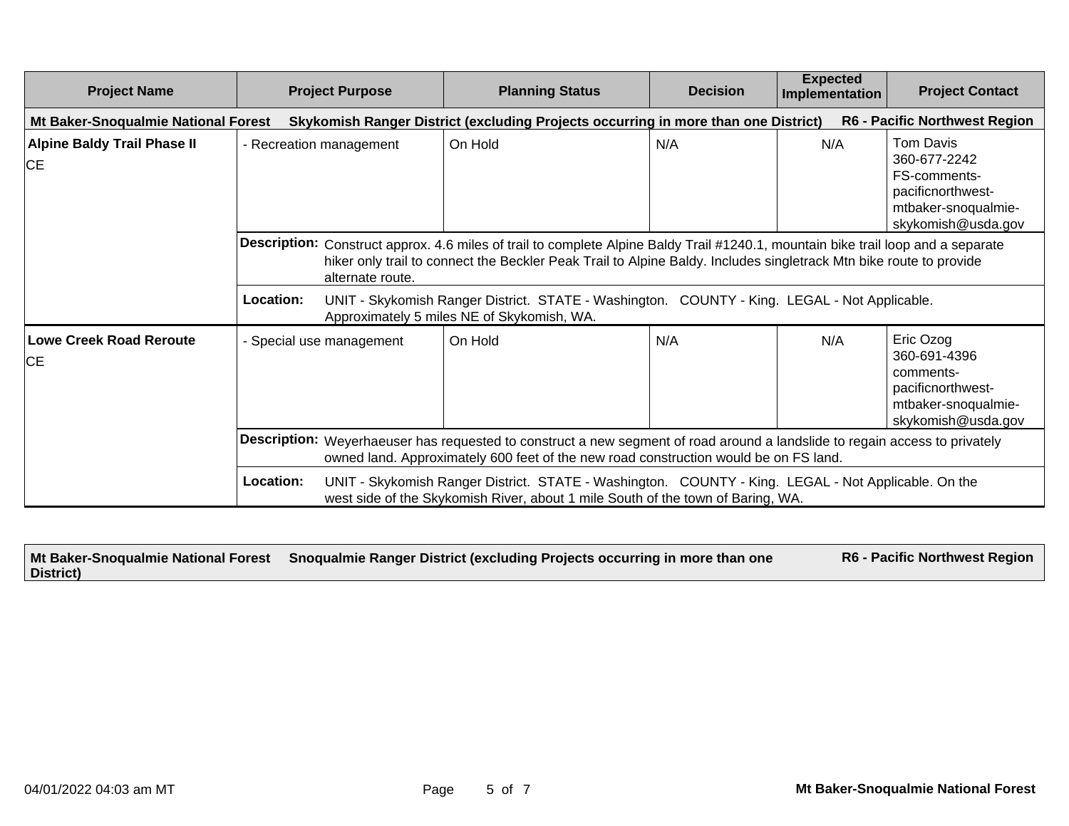| Project Name | Project Purpose | Planning Status | Decision | Expected Implementation | Project Contact |
|---|---|---|---|---|---|
| **Mt Baker-Snoqualmie National Forest** | **Skykomish Ranger District (excluding Projects occurring in more than one District)** | | | | **R6 - Pacific Northwest Region** |
| **Alpine Baldy Trail Phase II** CE | - Recreation management | On Hold | N/A | N/A | Tom Davis 360-677-2242 FS-comments-pacificnorthwest-mtbaker-snoqualmie-skykomish@usda.gov |
| | **Description:** Construct approx. 4.6 miles of trail to complete Alpine Baldy Trail #1240.1, mountain bike trail loop and a separate hiker only trail to connect the Beckler Peak Trail to Alpine Baldy. Includes singletrack Mtn bike route to provide alternate route. | | | | |
| | **Location:** UNIT - Skykomish Ranger District. STATE - Washington. COUNTY - King. LEGAL - Not Applicable. Approximately 5 miles NE of Skykomish, WA. | | | | |
| **Lowe Creek Road Reroute** CE | - Special use management | On Hold | N/A | N/A | Eric Ozog 360-691-4396 comments-pacificnorthwest-mtbaker-snoqualmie-skykomish@usda.gov |
| | **Description:** Weyerhaeuser has requested to construct a new segment of road around a landslide to regain access to privately owned land. Approximately 600 feet of the new road construction would be on FS land. | | | | |
| | **Location:** UNIT - Skykomish Ranger District. STATE - Washington. COUNTY - King. LEGAL - Not Applicable. On the west side of the Skykomish River, about 1 mile South of the town of Baring, WA. | | | | |

| **Mt Baker-Snoqualmie National Forest** | **Snoqualmie Ranger District (excluding Projects occurring in more than one District)** | **R6 - Pacific Northwest Region** |
|---|---|---|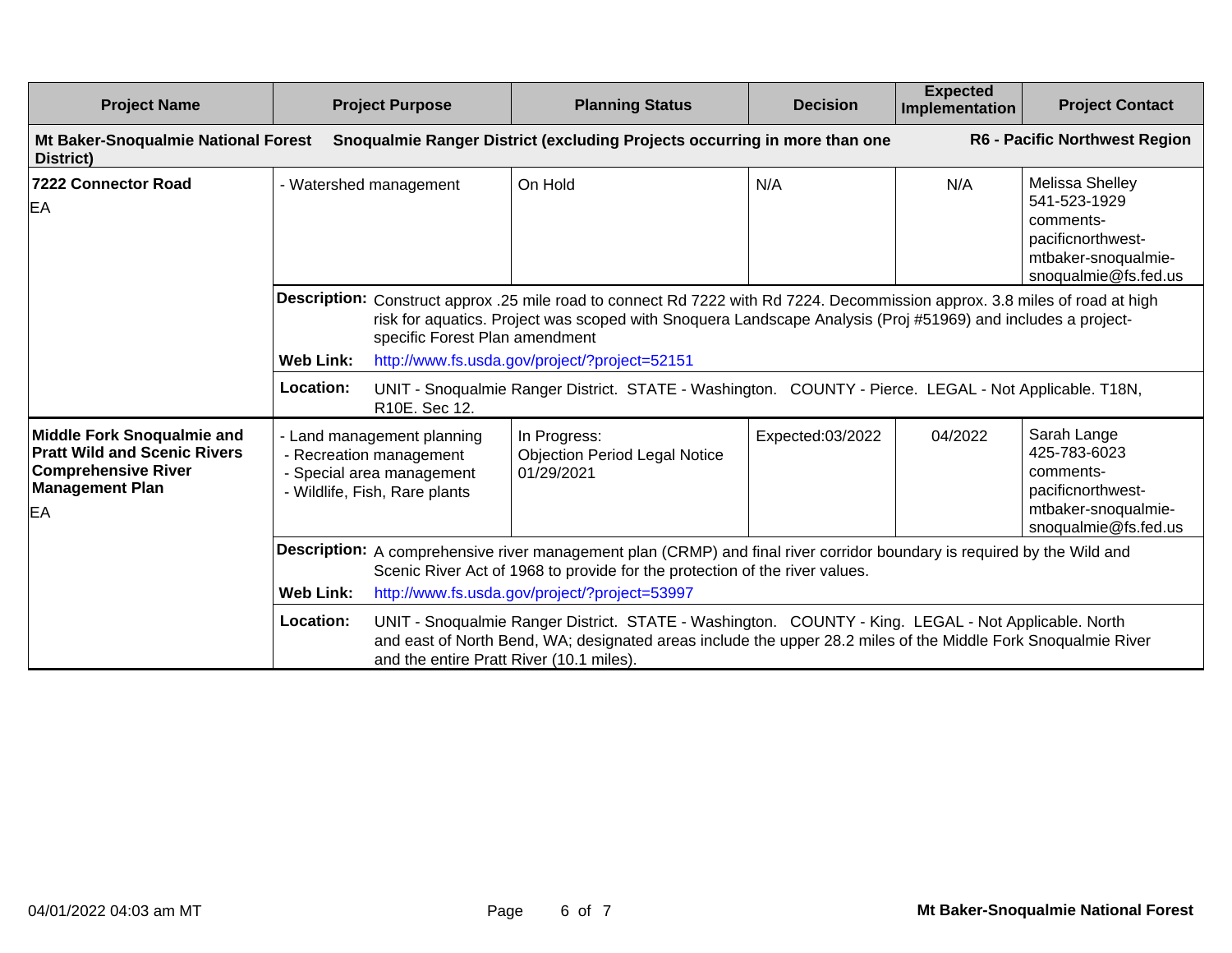| Project Name | Project Purpose | Planning Status | Decision | Expected Implementation | Project Contact |
|---|---|---|---|---|---|
| **Mt Baker-Snoqualmie National Forest Snoqualmie Ranger District (excluding Projects occurring in more than one District)** | | | | | **R6 - Pacific Northwest Region** |
| **7222 Connector Road** EA | - Watershed management | On Hold | N/A | N/A | Melissa Shelley 541-523-1929 comments-pacificnorthwest-mtbaker-snoqualmie-snoqualmie@fs.fed.us |
| | **Description:** Construct approx .25 mile road to connect Rd 7222 with Rd 7224. Decommission approx. 3.8 miles of road at high risk for aquatics. Project was scoped with Snoquera Landscape Analysis (Proj #51969) and includes a project-specific Forest Plan amendment | | | | |
| | **Web Link:** http://www.fs.usda.gov/project/?project=52151 | | | | |
| | **Location:** UNIT - Snoqualmie Ranger District. STATE - Washington. COUNTY - Pierce. LEGAL - Not Applicable. T18N, R10E. Sec 12. | | | | |
| **Middle Fork Snoqualmie and Pratt Wild and Scenic Rivers Comprehensive River Management Plan** EA | - Land management planning<br>- Recreation management<br>- Special area management<br>- Wildlife, Fish, Rare plants | In Progress: Objection Period Legal Notice 01/29/2021 | Expected:03/2022 | 04/2022 | Sarah Lange 425-783-6023 comments-pacificnorthwest-mtbaker-snoqualmie-snoqualmie@fs.fed.us |
| | **Description:** A comprehensive river management plan (CRMP) and final river corridor boundary is required by the Wild and Scenic River Act of 1968 to provide for the protection of the river values. | | | | |
| | **Web Link:** http://www.fs.usda.gov/project/?project=53997 | | | | |
| | **Location:** UNIT - Snoqualmie Ranger District. STATE - Washington. COUNTY - King. LEGAL - Not Applicable. North and east of North Bend, WA; designated areas include the upper 28.2 miles of the Middle Fork Snoqualmie River and the entire Pratt River (10.1 miles). | | | | |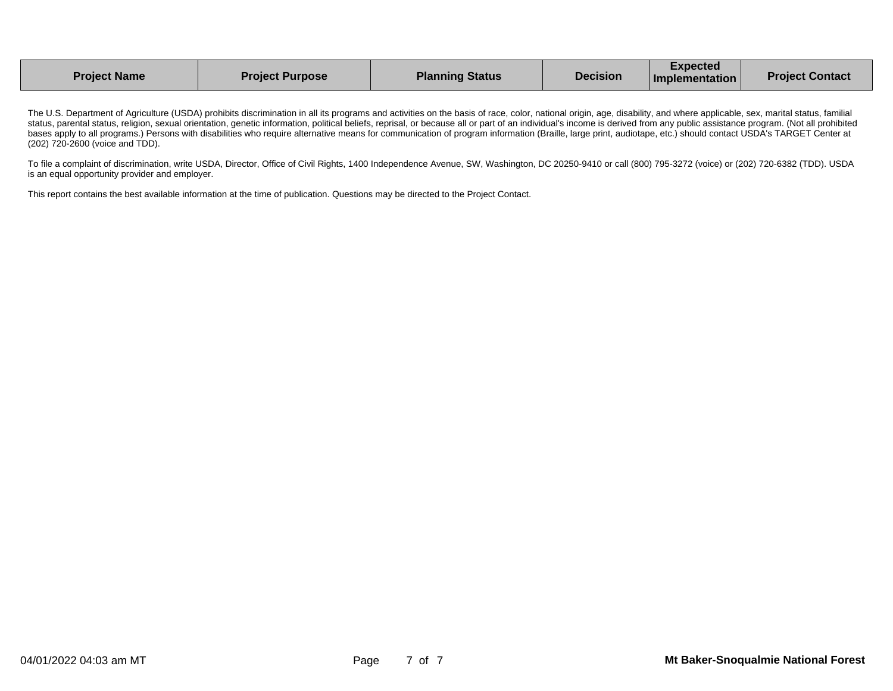| Project Name | Project Purpose | Planning Status | Decision | Expected Implementation | Project Contact |
|---|---|---|---|---|---|

The U.S. Department of Agriculture (USDA) prohibits discrimination in all its programs and activities on the basis of race, color, national origin, age, disability, and where applicable, sex, marital status, familial status, parental status, religion, sexual orientation, genetic information, political beliefs, reprisal, or because all or part of an individual's income is derived from any public assistance program. (Not all prohibited bases apply to all programs.) Persons with disabilities who require alternative means for communication of program information (Braille, large print, audiotape, etc.) should contact USDA's TARGET Center at (202) 720-2600 (voice and TDD).

To file a complaint of discrimination, write USDA, Director, Office of Civil Rights, 1400 Independence Avenue, SW, Washington, DC 20250-9410 or call (800) 795-3272 (voice) or (202) 720-6382 (TDD). USDA is an equal opportunity provider and employer.

This report contains the best available information at the time of publication. Questions may be directed to the Project Contact.